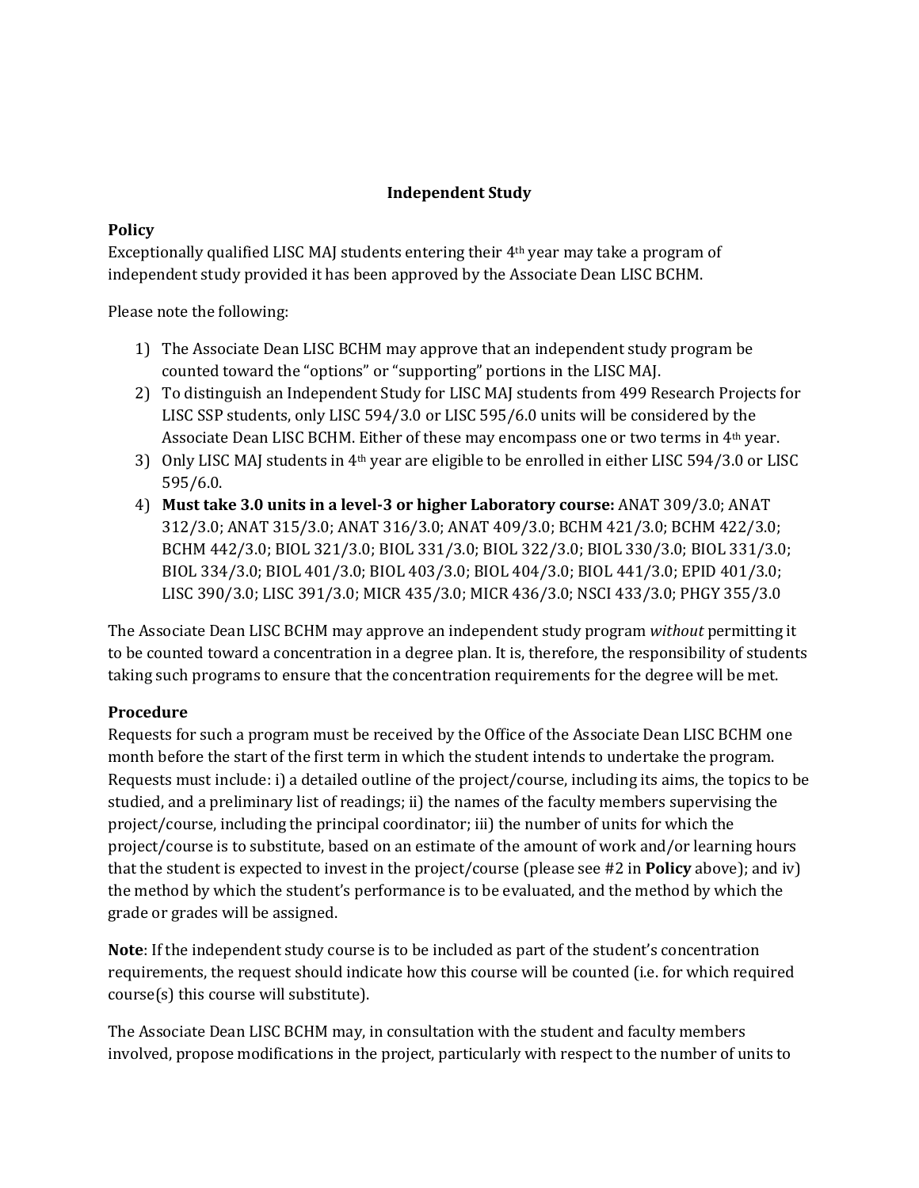## Independent Study

### Policy

Exceptionally qualified LISC MAJ students entering their 4th year may take a program of independent study provided it has been approved by the Associate Dean LISC BCHM.

Please note the following:

1) The Associate Dean LISC BCHM may approve that an independent study program be counted toward the "options" or "supporting" portions in the LISC MAJ.
2) To distinguish an Independent Study for LISC MAJ students from 499 Research Projects for LISC SSP students, only LISC 594/3.0 or LISC 595/6.0 units will be considered by the Associate Dean LISC BCHM. Either of these may encompass one or two terms in 4th year.
3) Only LISC MAJ students in 4th year are eligible to be enrolled in either LISC 594/3.0 or LISC 595/6.0.
4) **Must take 3.0 units in a level-3 or higher Laboratory course:** ANAT 309/3.0; ANAT 312/3.0; ANAT 315/3.0; ANAT 316/3.0; ANAT 409/3.0; BCHM 421/3.0; BCHM 422/3.0; BCHM 442/3.0; BIOL 321/3.0; BIOL 331/3.0; BIOL 322/3.0; BIOL 330/3.0; BIOL 331/3.0; BIOL 334/3.0; BIOL 401/3.0; BIOL 403/3.0; BIOL 404/3.0; BIOL 441/3.0; EPID 401/3.0; LISC 390/3.0; LISC 391/3.0; MICR 435/3.0; MICR 436/3.0; NSCI 433/3.0; PHGY 355/3.0

The Associate Dean LISC BCHM may approve an independent study program *without* permitting it to be counted toward a concentration in a degree plan. It is, therefore, the responsibility of students taking such programs to ensure that the concentration requirements for the degree will be met.

### Procedure

Requests for such a program must be received by the Office of the Associate Dean LISC BCHM one month before the start of the first term in which the student intends to undertake the program. Requests must include: i) a detailed outline of the project/course, including its aims, the topics to be studied, and a preliminary list of readings; ii) the names of the faculty members supervising the project/course, including the principal coordinator; iii) the number of units for which the project/course is to substitute, based on an estimate of the amount of work and/or learning hours that the student is expected to invest in the project/course (please see #2 in **Policy** above); and iv) the method by which the student's performance is to be evaluated, and the method by which the grade or grades will be assigned.

**Note**: If the independent study course is to be included as part of the student's concentration requirements, the request should indicate how this course will be counted (i.e. for which required course(s) this course will substitute).

The Associate Dean LISC BCHM may, in consultation with the student and faculty members involved, propose modifications in the project, particularly with respect to the number of units to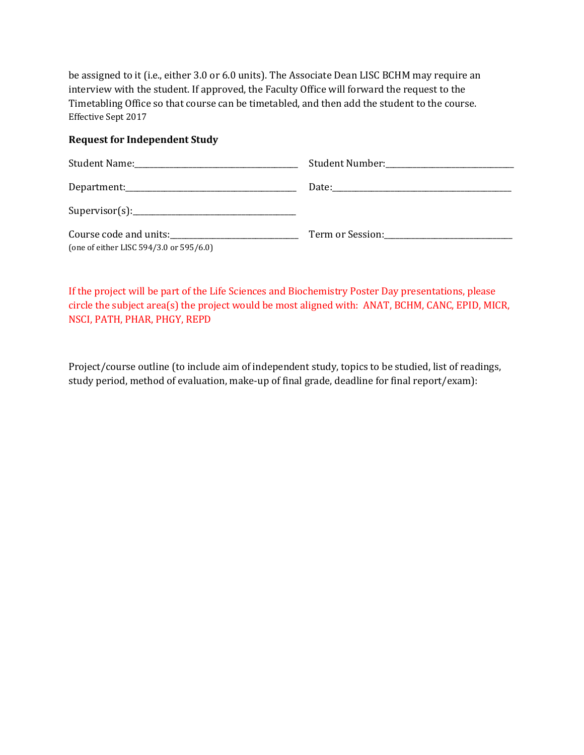be assigned to it (i.e., either 3.0 or 6.0 units). The Associate Dean LISC BCHM may require an interview with the student. If approved, the Faculty Office will forward the request to the Timetabling Office so that course can be timetabled, and then add the student to the course.

Effective Sept 2017

**Request for Independent Study**

Student Name:_______________________________ Student Number:_______________________

Department:_______________________________ Date:_______________________________

Supervisor(s):_______________________________

Course code and units:_______________________ Term or Session:_______________________
(one of either LISC 594/3.0 or 595/6.0)

If the project will be part of the Life Sciences and Biochemistry Poster Day presentations, please circle the subject area(s) the project would be most aligned with: ANAT, BCHM, CANC, EPID, MICR, NSCI, PATH, PHAR, PHGY, REPD

Project/course outline (to include aim of independent study, topics to be studied, list of readings, study period, method of evaluation, make-up of final grade, deadline for final report/exam):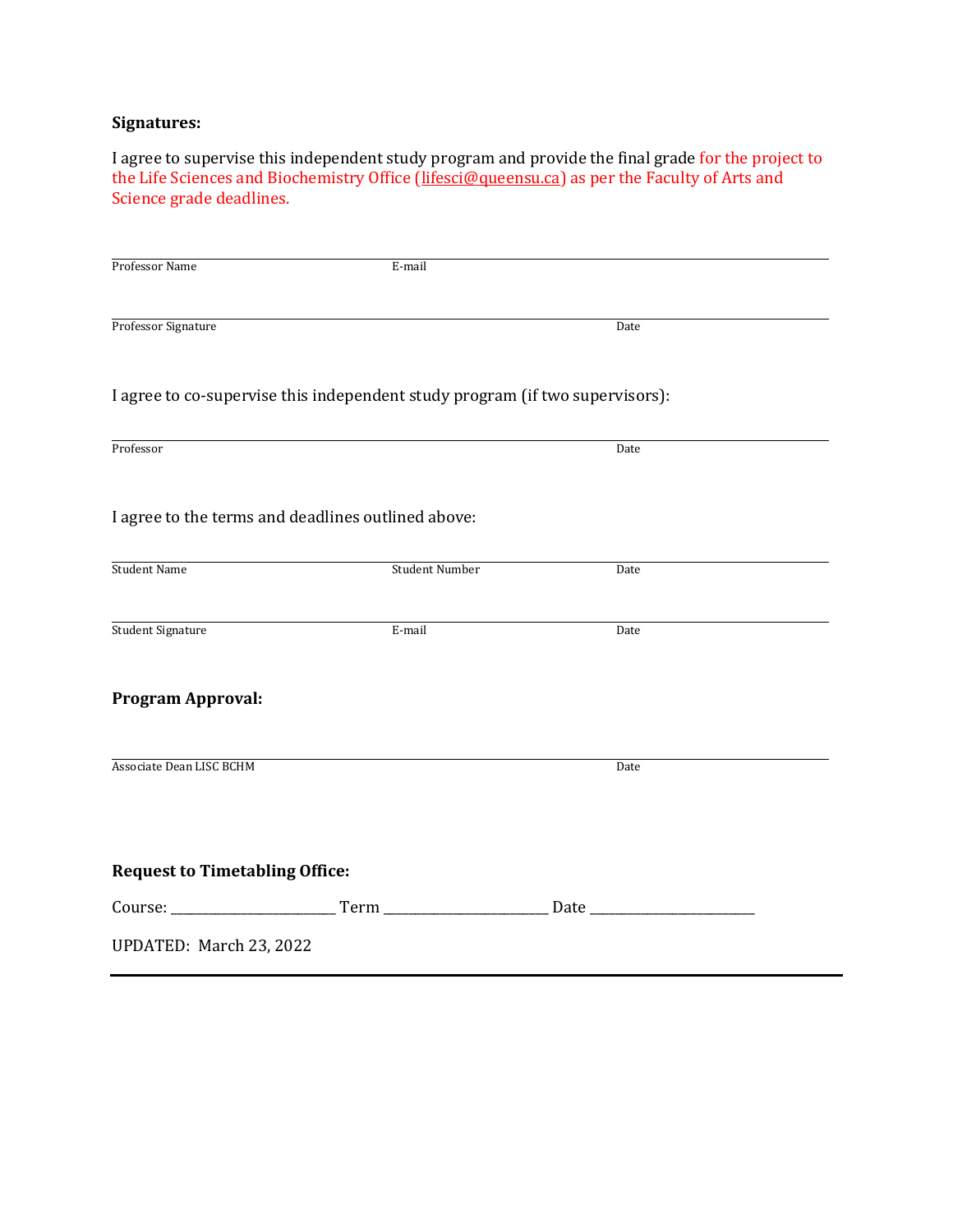**Signatures:**

I agree to supervise this independent study program and provide the final grade for the project to the Life Sciences and Biochemistry Office (lifesci@queensu.ca) as per the Faculty of Arts and Science grade deadlines.

Professor Name E-mail

Professor Signature Date

I agree to co-supervise this independent study program (if two supervisors):

Professor Date

I agree to the terms and deadlines outlined above:

Student Name Student Number Date

Student Signature E-mail Date

**Program Approval:**

Associate Dean LISC BCHM Date

**Request to Timetabling Office:**

Course: ________________________ Term ________________________ Date ________________________

UPDATED: March 23, 2022